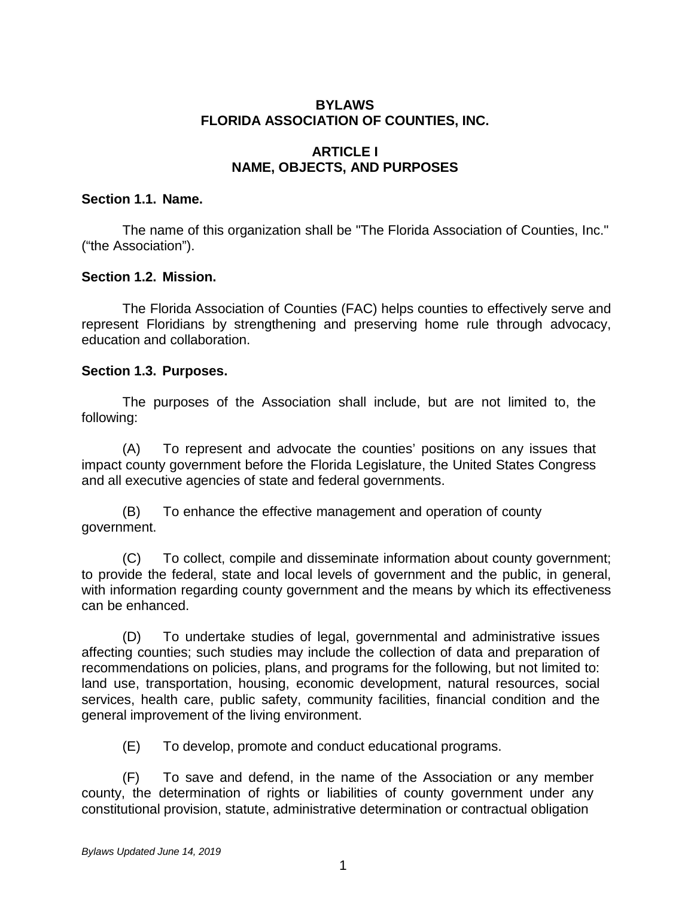# BYLAWS
# FLORIDA ASSOCIATION OF COUNTIES, INC.

## ARTICLE I
## NAME, OBJECTS, AND PURPOSES

**Section 1.1. Name.**

The name of this organization shall be "The Florida Association of Counties, Inc." ("the Association").

**Section 1.2. Mission.**

The Florida Association of Counties (FAC) helps counties to effectively serve and represent Floridians by strengthening and preserving home rule through advocacy, education and collaboration.

**Section 1.3. Purposes.**

The purposes of the Association shall include, but are not limited to, the following:

(A) To represent and advocate the counties' positions on any issues that impact county government before the Florida Legislature, the United States Congress and all executive agencies of state and federal governments.

(B) To enhance the effective management and operation of county government.

(C) To collect, compile and disseminate information about county government; to provide the federal, state and local levels of government and the public, in general, with information regarding county government and the means by which its effectiveness can be enhanced.

(D) To undertake studies of legal, governmental and administrative issues affecting counties; such studies may include the collection of data and preparation of recommendations on policies, plans, and programs for the following, but not limited to: land use, transportation, housing, economic development, natural resources, social services, health care, public safety, community facilities, financial condition and the general improvement of the living environment.

(E) To develop, promote and conduct educational programs.

(F) To save and defend, in the name of the Association or any member county, the determination of rights or liabilities of county government under any constitutional provision, statute, administrative determination or contractual obligation

*Bylaws Updated June 14, 2019*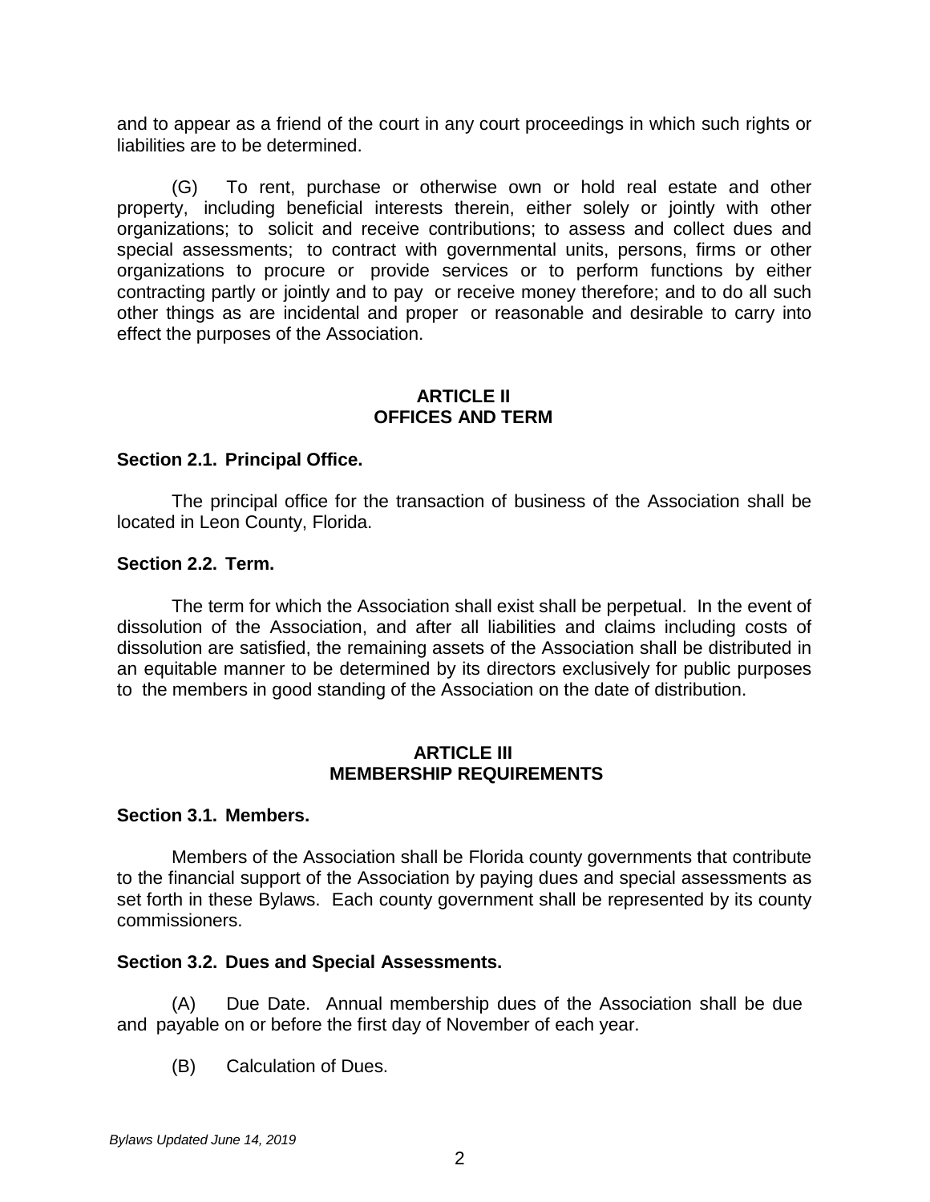and to appear as a friend of the court in any court proceedings in which such rights or liabilities are to be determined.

(G) To rent, purchase or otherwise own or hold real estate and other property, including beneficial interests therein, either solely or jointly with other organizations; to solicit and receive contributions; to assess and collect dues and special assessments; to contract with governmental units, persons, firms or other organizations to procure or provide services or to perform functions by either contracting partly or jointly and to pay or receive money therefore; and to do all such other things as are incidental and proper or reasonable and desirable to carry into effect the purposes of the Association.

## ARTICLE II
## OFFICES AND TERM

**Section 2.1. Principal Office.**

The principal office for the transaction of business of the Association shall be located in Leon County, Florida.

**Section 2.2. Term.**

The term for which the Association shall exist shall be perpetual. In the event of dissolution of the Association, and after all liabilities and claims including costs of dissolution are satisfied, the remaining assets of the Association shall be distributed in an equitable manner to be determined by its directors exclusively for public purposes to the members in good standing of the Association on the date of distribution.

## ARTICLE III
## MEMBERSHIP REQUIREMENTS

**Section 3.1. Members.**

Members of the Association shall be Florida county governments that contribute to the financial support of the Association by paying dues and special assessments as set forth in these Bylaws. Each county government shall be represented by its county commissioners.

**Section 3.2. Dues and Special Assessments.**

(A) Due Date. Annual membership dues of the Association shall be due and payable on or before the first day of November of each year.

(B) Calculation of Dues.

*Bylaws Updated June 14, 2019*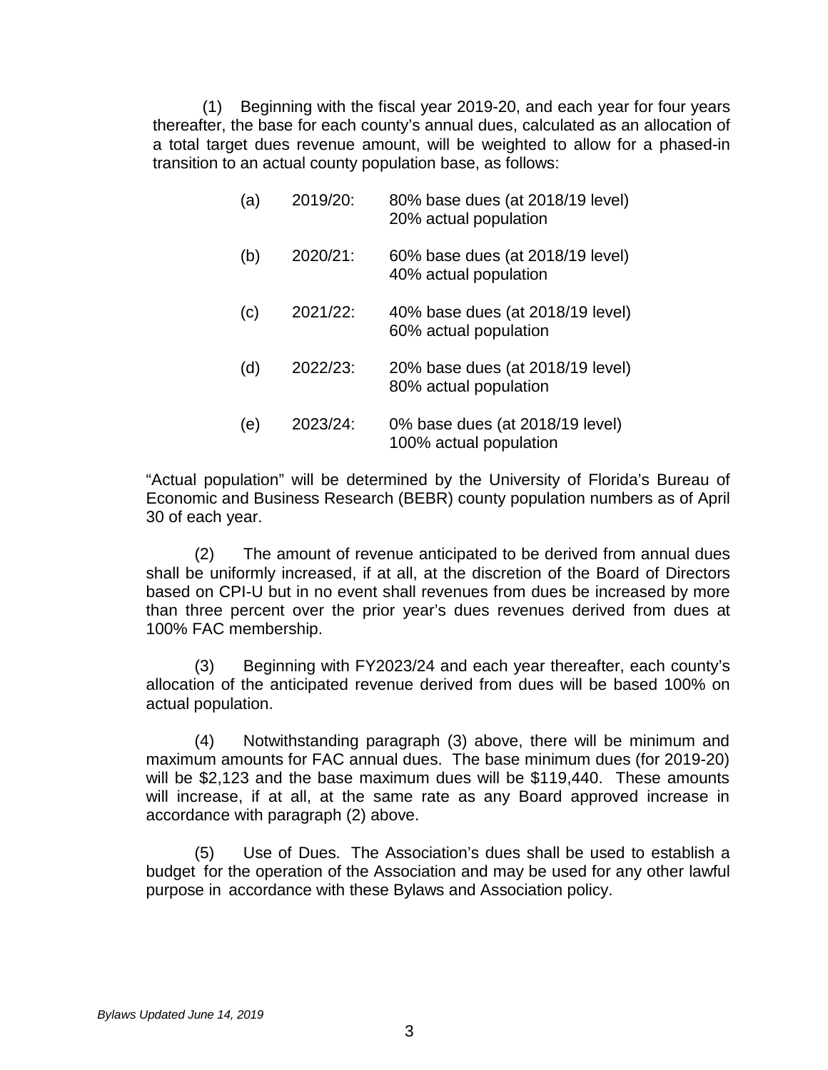(1) Beginning with the fiscal year 2019-20, and each year for four years thereafter, the base for each county's annual dues, calculated as an allocation of a total target dues revenue amount, will be weighted to allow for a phased-in transition to an actual county population base, as follows:

(a) 2019/20: 80% base dues (at 2018/19 level)
20% actual population

(b) 2020/21: 60% base dues (at 2018/19 level)
40% actual population

(c) 2021/22: 40% base dues (at 2018/19 level)
60% actual population

(d) 2022/23: 20% base dues (at 2018/19 level)
80% actual population

(e) 2023/24: 0% base dues (at 2018/19 level)
100% actual population

"Actual population" will be determined by the University of Florida's Bureau of Economic and Business Research (BEBR) county population numbers as of April 30 of each year.

(2) The amount of revenue anticipated to be derived from annual dues shall be uniformly increased, if at all, at the discretion of the Board of Directors based on CPI-U but in no event shall revenues from dues be increased by more than three percent over the prior year's dues revenues derived from dues at 100% FAC membership.

(3) Beginning with FY2023/24 and each year thereafter, each county's allocation of the anticipated revenue derived from dues will be based 100% on actual population.

(4) Notwithstanding paragraph (3) above, there will be minimum and maximum amounts for FAC annual dues. The base minimum dues (for 2019-20) will be $2,123 and the base maximum dues will be $119,440. These amounts will increase, if at all, at the same rate as any Board approved increase in accordance with paragraph (2) above.

(5) Use of Dues. The Association's dues shall be used to establish a budget for the operation of the Association and may be used for any other lawful purpose in accordance with these Bylaws and Association policy.

*Bylaws Updated June 14, 2019*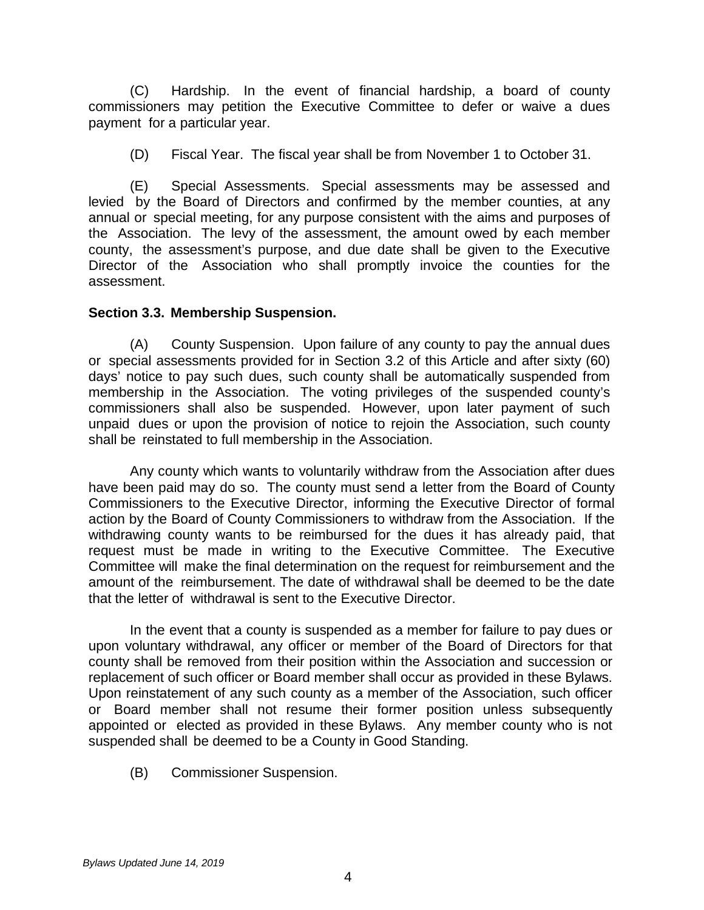(C) Hardship. In the event of financial hardship, a board of county commissioners may petition the Executive Committee to defer or waive a dues payment for a particular year.

(D) Fiscal Year. The fiscal year shall be from November 1 to October 31.

(E) Special Assessments. Special assessments may be assessed and levied by the Board of Directors and confirmed by the member counties, at any annual or special meeting, for any purpose consistent with the aims and purposes of the Association. The levy of the assessment, the amount owed by each member county, the assessment's purpose, and due date shall be given to the Executive Director of the Association who shall promptly invoice the counties for the assessment.

**Section 3.3. Membership Suspension.**

(A) County Suspension. Upon failure of any county to pay the annual dues or special assessments provided for in Section 3.2 of this Article and after sixty (60) days' notice to pay such dues, such county shall be automatically suspended from membership in the Association. The voting privileges of the suspended county's commissioners shall also be suspended. However, upon later payment of such unpaid dues or upon the provision of notice to rejoin the Association, such county shall be reinstated to full membership in the Association.

Any county which wants to voluntarily withdraw from the Association after dues have been paid may do so. The county must send a letter from the Board of County Commissioners to the Executive Director, informing the Executive Director of formal action by the Board of County Commissioners to withdraw from the Association. If the withdrawing county wants to be reimbursed for the dues it has already paid, that request must be made in writing to the Executive Committee. The Executive Committee will make the final determination on the request for reimbursement and the amount of the reimbursement. The date of withdrawal shall be deemed to be the date that the letter of withdrawal is sent to the Executive Director.

In the event that a county is suspended as a member for failure to pay dues or upon voluntary withdrawal, any officer or member of the Board of Directors for that county shall be removed from their position within the Association and succession or replacement of such officer or Board member shall occur as provided in these Bylaws. Upon reinstatement of any such county as a member of the Association, such officer or Board member shall not resume their former position unless subsequently appointed or elected as provided in these Bylaws. Any member county who is not suspended shall be deemed to be a County in Good Standing.

(B) Commissioner Suspension.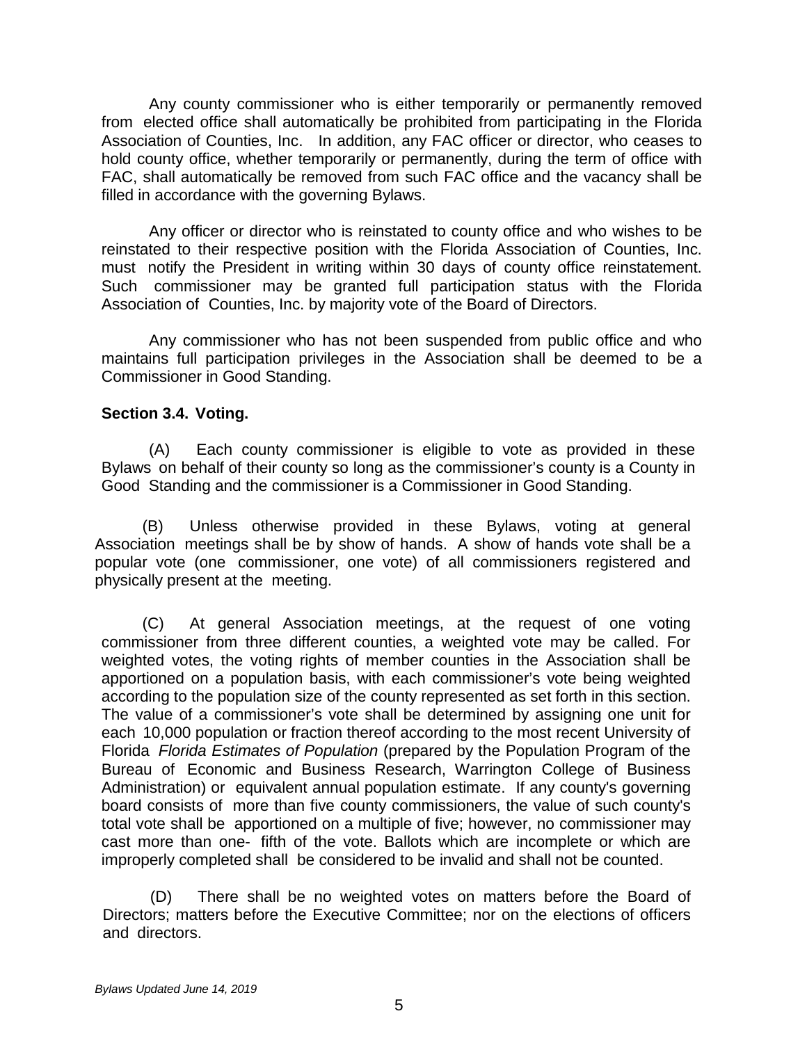Any county commissioner who is either temporarily or permanently removed from elected office shall automatically be prohibited from participating in the Florida Association of Counties, Inc. In addition, any FAC officer or director, who ceases to hold county office, whether temporarily or permanently, during the term of office with FAC, shall automatically be removed from such FAC office and the vacancy shall be filled in accordance with the governing Bylaws.

Any officer or director who is reinstated to county office and who wishes to be reinstated to their respective position with the Florida Association of Counties, Inc. must notify the President in writing within 30 days of county office reinstatement. Such commissioner may be granted full participation status with the Florida Association of Counties, Inc. by majority vote of the Board of Directors.

Any commissioner who has not been suspended from public office and who maintains full participation privileges in the Association shall be deemed to be a Commissioner in Good Standing.

**Section 3.4. Voting.**

(A) Each county commissioner is eligible to vote as provided in these Bylaws on behalf of their county so long as the commissioner's county is a County in Good Standing and the commissioner is a Commissioner in Good Standing.

(B) Unless otherwise provided in these Bylaws, voting at general Association meetings shall be by show of hands. A show of hands vote shall be a popular vote (one commissioner, one vote) of all commissioners registered and physically present at the meeting.

(C) At general Association meetings, at the request of one voting commissioner from three different counties, a weighted vote may be called. For weighted votes, the voting rights of member counties in the Association shall be apportioned on a population basis, with each commissioner's vote being weighted according to the population size of the county represented as set forth in this section. The value of a commissioner's vote shall be determined by assigning one unit for each 10,000 population or fraction thereof according to the most recent University of Florida *Florida Estimates of Population* (prepared by the Population Program of the Bureau of Economic and Business Research, Warrington College of Business Administration) or equivalent annual population estimate. If any county's governing board consists of more than five county commissioners, the value of such county's total vote shall be apportioned on a multiple of five; however, no commissioner may cast more than one- fifth of the vote. Ballots which are incomplete or which are improperly completed shall be considered to be invalid and shall not be counted.

(D) There shall be no weighted votes on matters before the Board of Directors; matters before the Executive Committee; nor on the elections of officers and directors.

*Bylaws Updated June 14, 2019*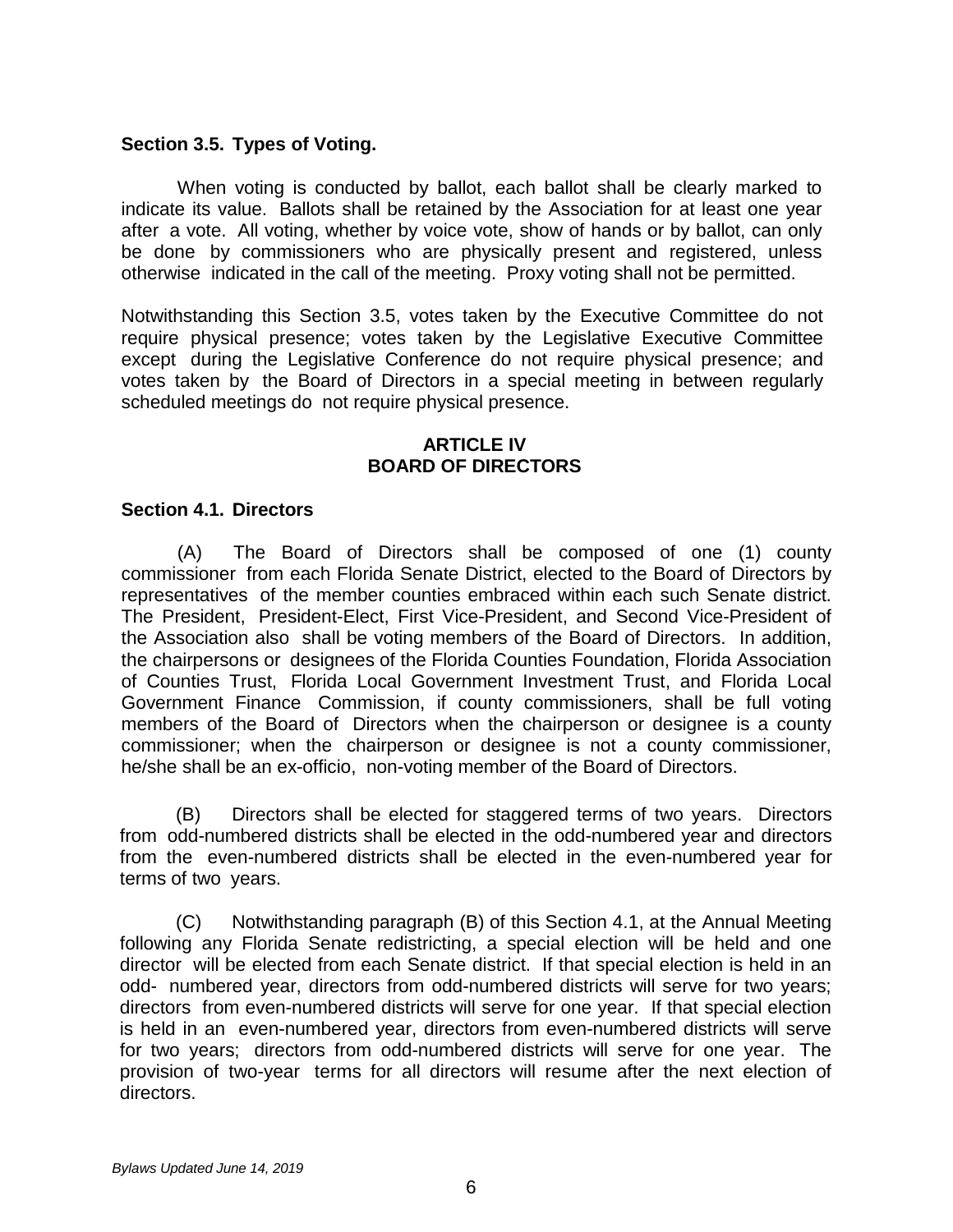**Section 3.5. Types of Voting.**

When voting is conducted by ballot, each ballot shall be clearly marked to indicate its value. Ballots shall be retained by the Association for at least one year after a vote. All voting, whether by voice vote, show of hands or by ballot, can only be done by commissioners who are physically present and registered, unless otherwise indicated in the call of the meeting. Proxy voting shall not be permitted.

Notwithstanding this Section 3.5, votes taken by the Executive Committee do not require physical presence; votes taken by the Legislative Executive Committee except during the Legislative Conference do not require physical presence; and votes taken by the Board of Directors in a special meeting in between regularly scheduled meetings do not require physical presence.

## ARTICLE IV
## BOARD OF DIRECTORS

**Section 4.1. Directors**

(A) The Board of Directors shall be composed of one (1) county commissioner from each Florida Senate District, elected to the Board of Directors by representatives of the member counties embraced within each such Senate district. The President, President-Elect, First Vice-President, and Second Vice-President of the Association also shall be voting members of the Board of Directors. In addition, the chairpersons or designees of the Florida Counties Foundation, Florida Association of Counties Trust, Florida Local Government Investment Trust, and Florida Local Government Finance Commission, if county commissioners, shall be full voting members of the Board of Directors when the chairperson or designee is a county commissioner; when the chairperson or designee is not a county commissioner, he/she shall be an ex-officio, non-voting member of the Board of Directors.

(B) Directors shall be elected for staggered terms of two years. Directors from odd-numbered districts shall be elected in the odd-numbered year and directors from the even-numbered districts shall be elected in the even-numbered year for terms of two years.

(C) Notwithstanding paragraph (B) of this Section 4.1, at the Annual Meeting following any Florida Senate redistricting, a special election will be held and one director will be elected from each Senate district. If that special election is held in an odd- numbered year, directors from odd-numbered districts will serve for two years; directors from even-numbered districts will serve for one year. If that special election is held in an even-numbered year, directors from even-numbered districts will serve for two years; directors from odd-numbered districts will serve for one year. The provision of two-year terms for all directors will resume after the next election of directors.

*Bylaws Updated June 14, 2019*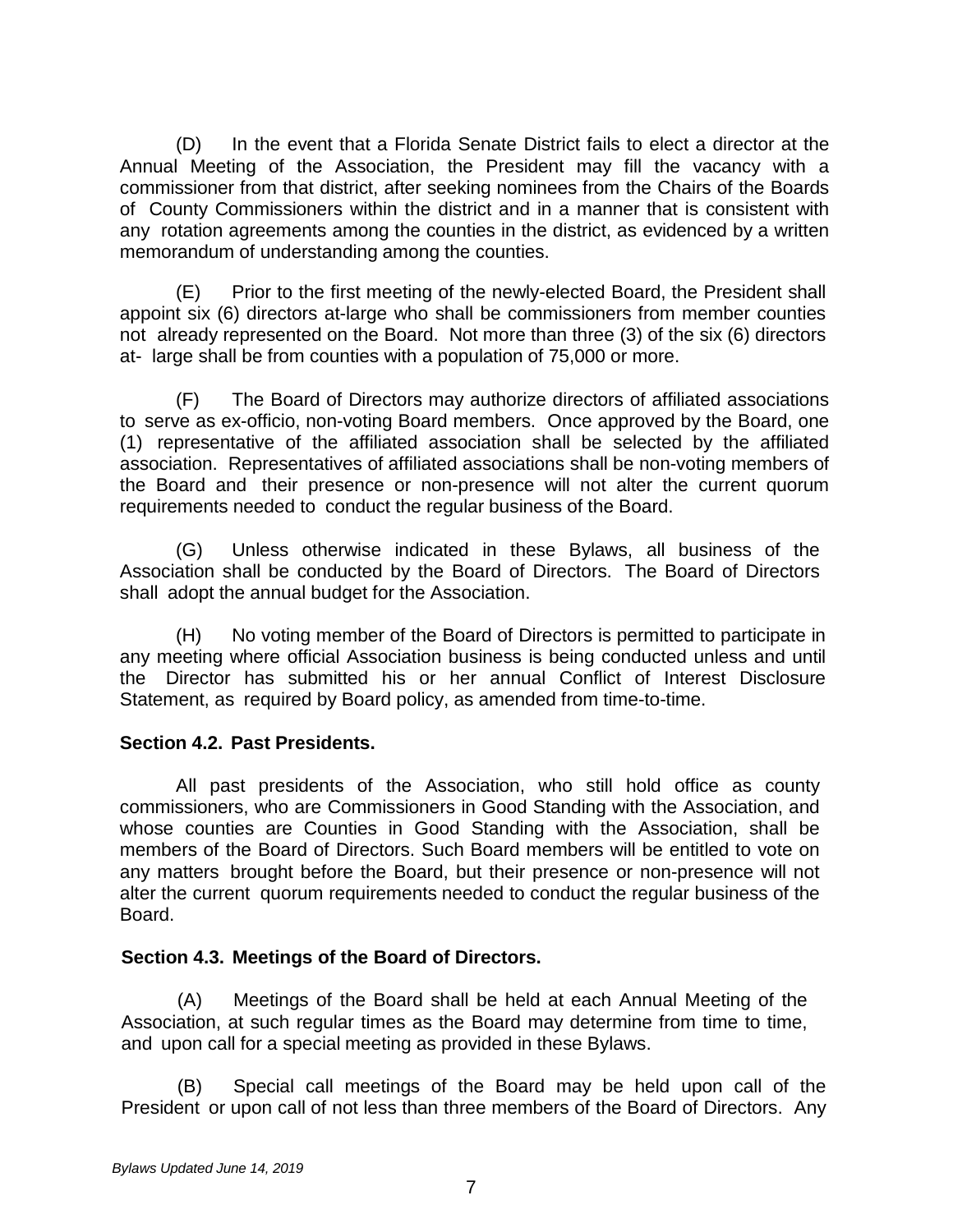(D) In the event that a Florida Senate District fails to elect a director at the Annual Meeting of the Association, the President may fill the vacancy with a commissioner from that district, after seeking nominees from the Chairs of the Boards of County Commissioners within the district and in a manner that is consistent with any rotation agreements among the counties in the district, as evidenced by a written memorandum of understanding among the counties.

(E) Prior to the first meeting of the newly-elected Board, the President shall appoint six (6) directors at-large who shall be commissioners from member counties not already represented on the Board. Not more than three (3) of the six (6) directors at- large shall be from counties with a population of 75,000 or more.

(F) The Board of Directors may authorize directors of affiliated associations to serve as ex-officio, non-voting Board members. Once approved by the Board, one (1) representative of the affiliated association shall be selected by the affiliated association. Representatives of affiliated associations shall be non-voting members of the Board and their presence or non-presence will not alter the current quorum requirements needed to conduct the regular business of the Board.

(G) Unless otherwise indicated in these Bylaws, all business of the Association shall be conducted by the Board of Directors. The Board of Directors shall adopt the annual budget for the Association.

(H) No voting member of the Board of Directors is permitted to participate in any meeting where official Association business is being conducted unless and until the Director has submitted his or her annual Conflict of Interest Disclosure Statement, as required by Board policy, as amended from time-to-time.

**Section 4.2. Past Presidents.**

All past presidents of the Association, who still hold office as county commissioners, who are Commissioners in Good Standing with the Association, and whose counties are Counties in Good Standing with the Association, shall be members of the Board of Directors. Such Board members will be entitled to vote on any matters brought before the Board, but their presence or non-presence will not alter the current quorum requirements needed to conduct the regular business of the Board.

**Section 4.3. Meetings of the Board of Directors.**

(A) Meetings of the Board shall be held at each Annual Meeting of the Association, at such regular times as the Board may determine from time to time, and upon call for a special meeting as provided in these Bylaws.

(B) Special call meetings of the Board may be held upon call of the President or upon call of not less than three members of the Board of Directors. Any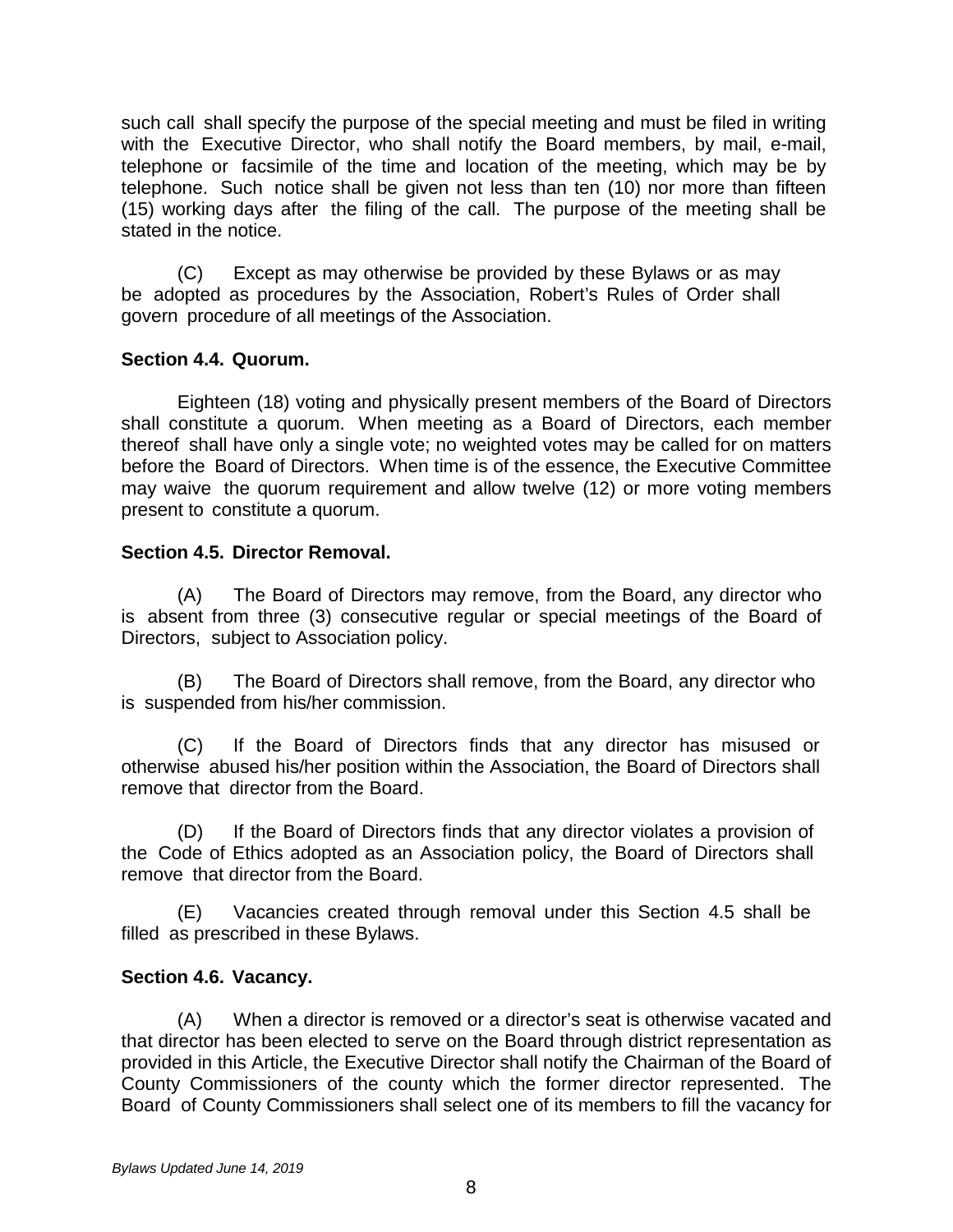such call shall specify the purpose of the special meeting and must be filed in writing with the Executive Director, who shall notify the Board members, by mail, e-mail, telephone or facsimile of the time and location of the meeting, which may be by telephone. Such notice shall be given not less than ten (10) nor more than fifteen (15) working days after the filing of the call. The purpose of the meeting shall be stated in the notice.

(C) Except as may otherwise be provided by these Bylaws or as may be adopted as procedures by the Association, Robert's Rules of Order shall govern procedure of all meetings of the Association.

**Section 4.4. Quorum.**

Eighteen (18) voting and physically present members of the Board of Directors shall constitute a quorum. When meeting as a Board of Directors, each member thereof shall have only a single vote; no weighted votes may be called for on matters before the Board of Directors. When time is of the essence, the Executive Committee may waive the quorum requirement and allow twelve (12) or more voting members present to constitute a quorum.

**Section 4.5. Director Removal.**

(A) The Board of Directors may remove, from the Board, any director who is absent from three (3) consecutive regular or special meetings of the Board of Directors, subject to Association policy.

(B) The Board of Directors shall remove, from the Board, any director who is suspended from his/her commission.

(C) If the Board of Directors finds that any director has misused or otherwise abused his/her position within the Association, the Board of Directors shall remove that director from the Board.

(D) If the Board of Directors finds that any director violates a provision of the Code of Ethics adopted as an Association policy, the Board of Directors shall remove that director from the Board.

(E) Vacancies created through removal under this Section 4.5 shall be filled as prescribed in these Bylaws.

**Section 4.6. Vacancy.**

(A) When a director is removed or a director's seat is otherwise vacated and that director has been elected to serve on the Board through district representation as provided in this Article, the Executive Director shall notify the Chairman of the Board of County Commissioners of the county which the former director represented. The Board of County Commissioners shall select one of its members to fill the vacancy for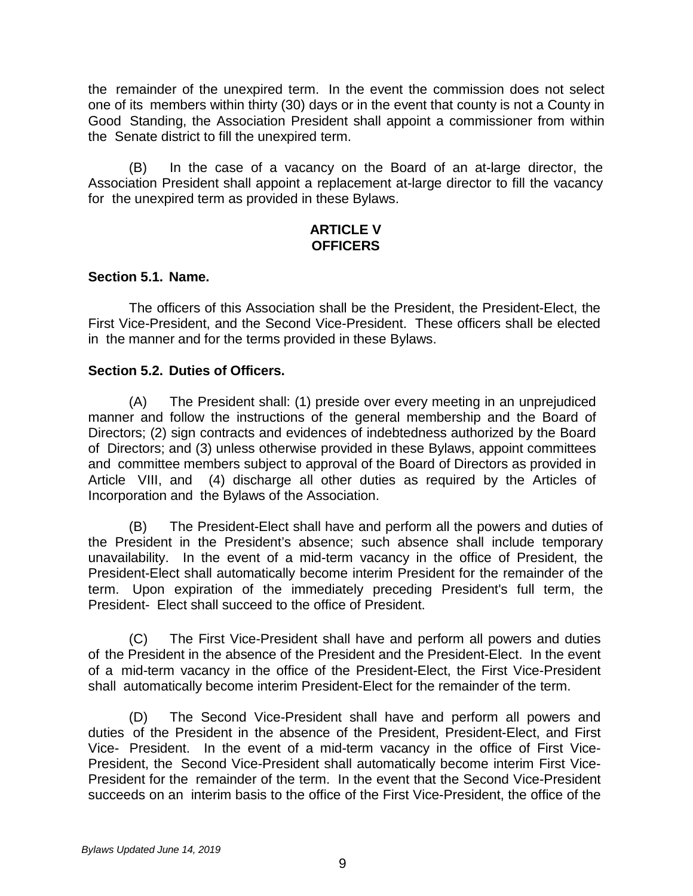the remainder of the unexpired term. In the event the commission does not select one of its members within thirty (30) days or in the event that county is not a County in Good Standing, the Association President shall appoint a commissioner from within the Senate district to fill the unexpired term.

(B) In the case of a vacancy on the Board of an at-large director, the Association President shall appoint a replacement at-large director to fill the vacancy for the unexpired term as provided in these Bylaws.

## ARTICLE V
## OFFICERS

### Section 5.1. Name.

The officers of this Association shall be the President, the President-Elect, the First Vice-President, and the Second Vice-President. These officers shall be elected in the manner and for the terms provided in these Bylaws.

### Section 5.2. Duties of Officers.

(A) The President shall: (1) preside over every meeting in an unprejudiced manner and follow the instructions of the general membership and the Board of Directors; (2) sign contracts and evidences of indebtedness authorized by the Board of Directors; and (3) unless otherwise provided in these Bylaws, appoint committees and committee members subject to approval of the Board of Directors as provided in Article VIII, and (4) discharge all other duties as required by the Articles of Incorporation and the Bylaws of the Association.

(B) The President-Elect shall have and perform all the powers and duties of the President in the President's absence; such absence shall include temporary unavailability. In the event of a mid-term vacancy in the office of President, the President-Elect shall automatically become interim President for the remainder of the term. Upon expiration of the immediately preceding President's full term, the President- Elect shall succeed to the office of President.

(C) The First Vice-President shall have and perform all powers and duties of the President in the absence of the President and the President-Elect. In the event of a mid-term vacancy in the office of the President-Elect, the First Vice-President shall automatically become interim President-Elect for the remainder of the term.

(D) The Second Vice-President shall have and perform all powers and duties of the President in the absence of the President, President-Elect, and First Vice- President. In the event of a mid-term vacancy in the office of First Vice-President, the Second Vice-President shall automatically become interim First Vice-President for the remainder of the term. In the event that the Second Vice-President succeeds on an interim basis to the office of the First Vice-President, the office of the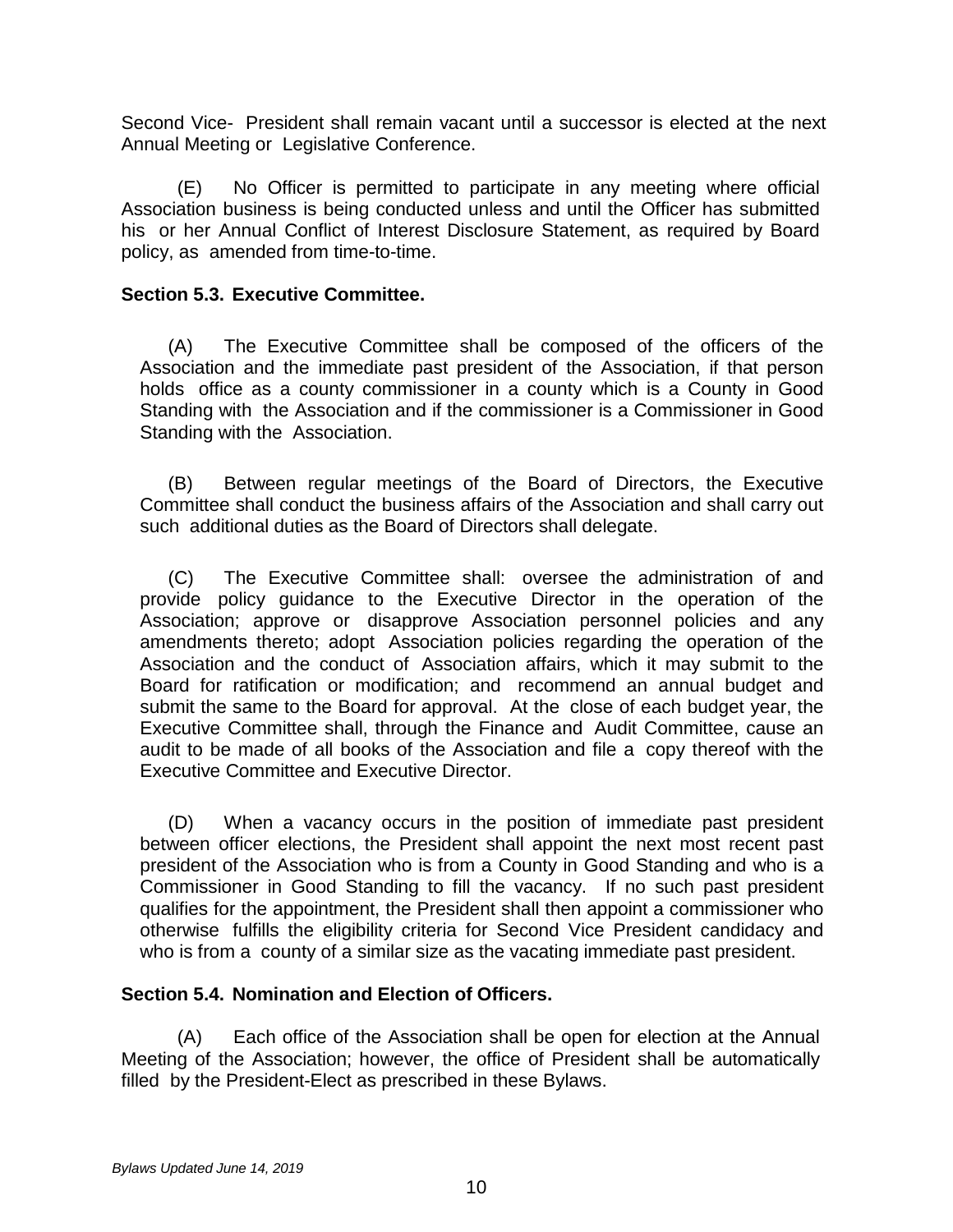Second Vice- President shall remain vacant until a successor is elected at the next Annual Meeting or Legislative Conference.

(E) No Officer is permitted to participate in any meeting where official Association business is being conducted unless and until the Officer has submitted his or her Annual Conflict of Interest Disclosure Statement, as required by Board policy, as amended from time-to-time.

**Section 5.3. Executive Committee.**

(A) The Executive Committee shall be composed of the officers of the Association and the immediate past president of the Association, if that person holds office as a county commissioner in a county which is a County in Good Standing with the Association and if the commissioner is a Commissioner in Good Standing with the Association.

(B) Between regular meetings of the Board of Directors, the Executive Committee shall conduct the business affairs of the Association and shall carry out such additional duties as the Board of Directors shall delegate.

(C) The Executive Committee shall: oversee the administration of and provide policy guidance to the Executive Director in the operation of the Association; approve or disapprove Association personnel policies and any amendments thereto; adopt Association policies regarding the operation of the Association and the conduct of Association affairs, which it may submit to the Board for ratification or modification; and recommend an annual budget and submit the same to the Board for approval. At the close of each budget year, the Executive Committee shall, through the Finance and Audit Committee, cause an audit to be made of all books of the Association and file a copy thereof with the Executive Committee and Executive Director.

(D) When a vacancy occurs in the position of immediate past president between officer elections, the President shall appoint the next most recent past president of the Association who is from a County in Good Standing and who is a Commissioner in Good Standing to fill the vacancy. If no such past president qualifies for the appointment, the President shall then appoint a commissioner who otherwise fulfills the eligibility criteria for Second Vice President candidacy and who is from a county of a similar size as the vacating immediate past president.

**Section 5.4. Nomination and Election of Officers.**

(A) Each office of the Association shall be open for election at the Annual Meeting of the Association; however, the office of President shall be automatically filled by the President-Elect as prescribed in these Bylaws.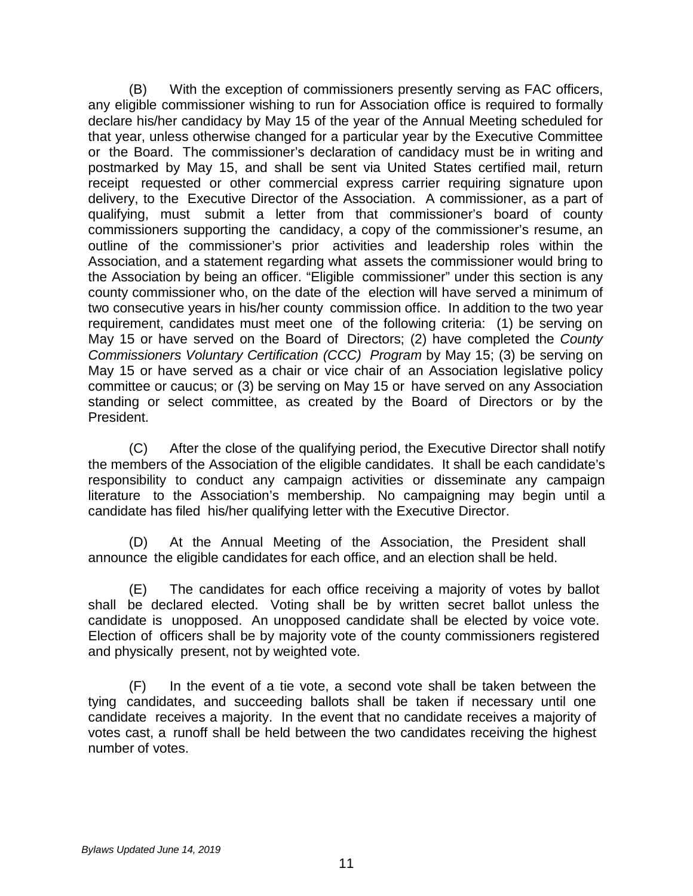(B) With the exception of commissioners presently serving as FAC officers, any eligible commissioner wishing to run for Association office is required to formally declare his/her candidacy by May 15 of the year of the Annual Meeting scheduled for that year, unless otherwise changed for a particular year by the Executive Committee or the Board. The commissioner's declaration of candidacy must be in writing and postmarked by May 15, and shall be sent via United States certified mail, return receipt requested or other commercial express carrier requiring signature upon delivery, to the Executive Director of the Association. A commissioner, as a part of qualifying, must submit a letter from that commissioner's board of county commissioners supporting the candidacy, a copy of the commissioner's resume, an outline of the commissioner's prior activities and leadership roles within the Association, and a statement regarding what assets the commissioner would bring to the Association by being an officer. "Eligible commissioner" under this section is any county commissioner who, on the date of the election will have served a minimum of two consecutive years in his/her county commission office. In addition to the two year requirement, candidates must meet one of the following criteria: (1) be serving on May 15 or have served on the Board of Directors; (2) have completed the *County Commissioners Voluntary Certification (CCC) Program* by May 15; (3) be serving on May 15 or have served as a chair or vice chair of an Association legislative policy committee or caucus; or (3) be serving on May 15 or have served on any Association standing or select committee, as created by the Board of Directors or by the President.

(C) After the close of the qualifying period, the Executive Director shall notify the members of the Association of the eligible candidates. It shall be each candidate's responsibility to conduct any campaign activities or disseminate any campaign literature to the Association's membership. No campaigning may begin until a candidate has filed his/her qualifying letter with the Executive Director.

(D) At the Annual Meeting of the Association, the President shall announce the eligible candidates for each office, and an election shall be held.

(E) The candidates for each office receiving a majority of votes by ballot shall be declared elected. Voting shall be by written secret ballot unless the candidate is unopposed. An unopposed candidate shall be elected by voice vote. Election of officers shall be by majority vote of the county commissioners registered and physically present, not by weighted vote.

(F) In the event of a tie vote, a second vote shall be taken between the tying candidates, and succeeding ballots shall be taken if necessary until one candidate receives a majority. In the event that no candidate receives a majority of votes cast, a runoff shall be held between the two candidates receiving the highest number of votes.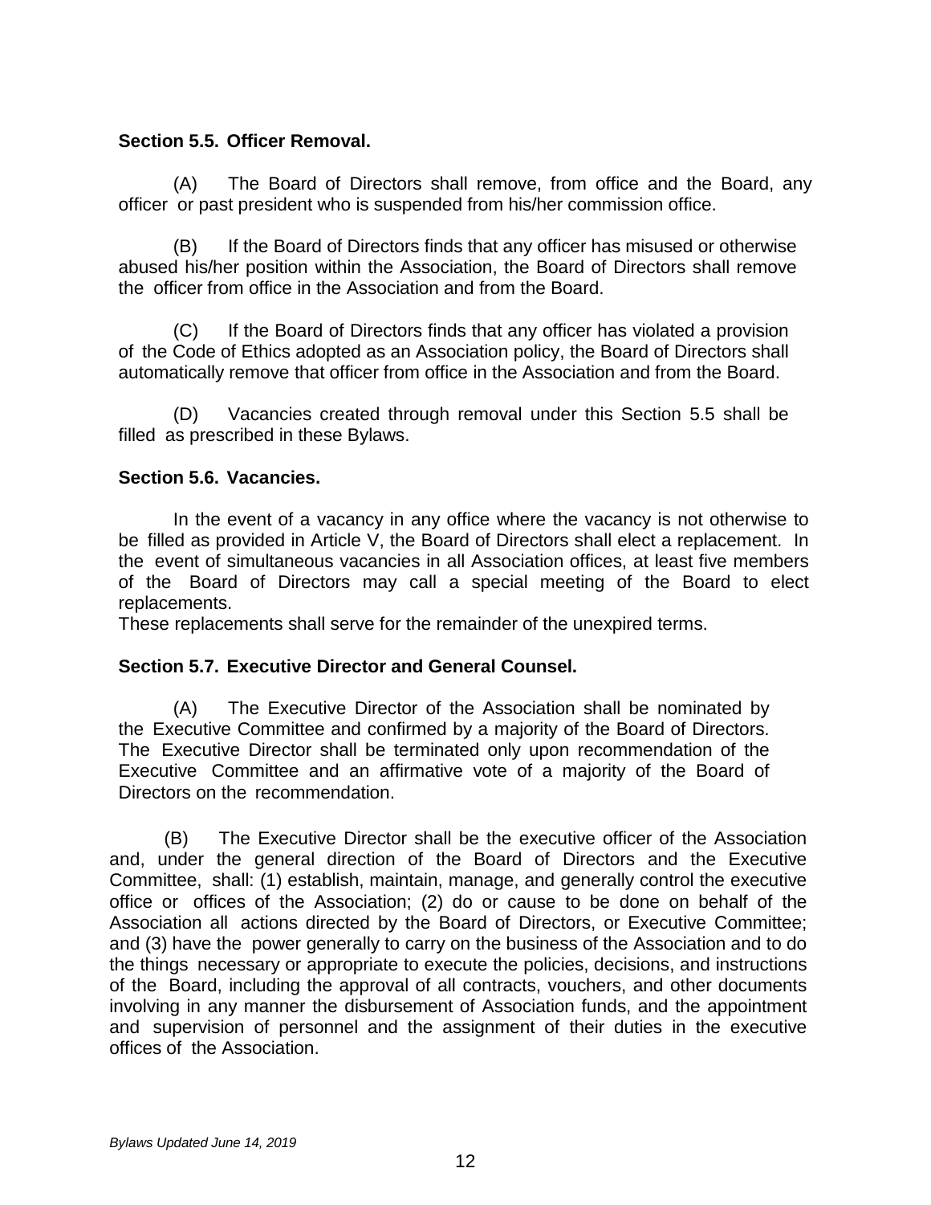**Section 5.5. Officer Removal.**

(A) The Board of Directors shall remove, from office and the Board, any officer or past president who is suspended from his/her commission office.

(B) If the Board of Directors finds that any officer has misused or otherwise abused his/her position within the Association, the Board of Directors shall remove the officer from office in the Association and from the Board.

(C) If the Board of Directors finds that any officer has violated a provision of the Code of Ethics adopted as an Association policy, the Board of Directors shall automatically remove that officer from office in the Association and from the Board.

(D) Vacancies created through removal under this Section 5.5 shall be filled as prescribed in these Bylaws.

**Section 5.6. Vacancies.**

In the event of a vacancy in any office where the vacancy is not otherwise to be filled as provided in Article V, the Board of Directors shall elect a replacement. In the event of simultaneous vacancies in all Association offices, at least five members of the Board of Directors may call a special meeting of the Board to elect replacements.
These replacements shall serve for the remainder of the unexpired terms.

**Section 5.7. Executive Director and General Counsel.**

(A) The Executive Director of the Association shall be nominated by the Executive Committee and confirmed by a majority of the Board of Directors. The Executive Director shall be terminated only upon recommendation of the Executive Committee and an affirmative vote of a majority of the Board of Directors on the recommendation.

(B) The Executive Director shall be the executive officer of the Association and, under the general direction of the Board of Directors and the Executive Committee, shall: (1) establish, maintain, manage, and generally control the executive office or offices of the Association; (2) do or cause to be done on behalf of the Association all actions directed by the Board of Directors, or Executive Committee; and (3) have the power generally to carry on the business of the Association and to do the things necessary or appropriate to execute the policies, decisions, and instructions of the Board, including the approval of all contracts, vouchers, and other documents involving in any manner the disbursement of Association funds, and the appointment and supervision of personnel and the assignment of their duties in the executive offices of the Association.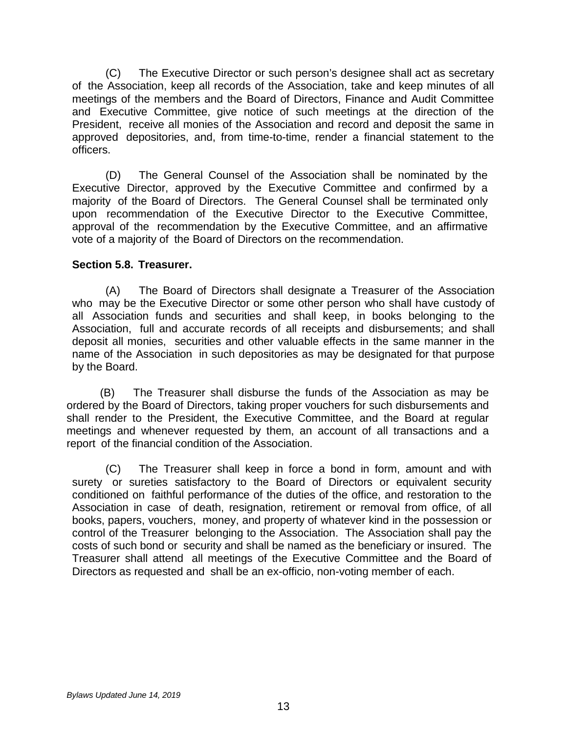(C) The Executive Director or such person's designee shall act as secretary of the Association, keep all records of the Association, take and keep minutes of all meetings of the members and the Board of Directors, Finance and Audit Committee and Executive Committee, give notice of such meetings at the direction of the President, receive all monies of the Association and record and deposit the same in approved depositories, and, from time-to-time, render a financial statement to the officers.

(D) The General Counsel of the Association shall be nominated by the Executive Director, approved by the Executive Committee and confirmed by a majority of the Board of Directors. The General Counsel shall be terminated only upon recommendation of the Executive Director to the Executive Committee, approval of the recommendation by the Executive Committee, and an affirmative vote of a majority of the Board of Directors on the recommendation.

**Section 5.8. Treasurer.**

(A) The Board of Directors shall designate a Treasurer of the Association who may be the Executive Director or some other person who shall have custody of all Association funds and securities and shall keep, in books belonging to the Association, full and accurate records of all receipts and disbursements; and shall deposit all monies, securities and other valuable effects in the same manner in the name of the Association in such depositories as may be designated for that purpose by the Board.

(B) The Treasurer shall disburse the funds of the Association as may be ordered by the Board of Directors, taking proper vouchers for such disbursements and shall render to the President, the Executive Committee, and the Board at regular meetings and whenever requested by them, an account of all transactions and a report of the financial condition of the Association.

(C) The Treasurer shall keep in force a bond in form, amount and with surety or sureties satisfactory to the Board of Directors or equivalent security conditioned on faithful performance of the duties of the office, and restoration to the Association in case of death, resignation, retirement or removal from office, of all books, papers, vouchers, money, and property of whatever kind in the possession or control of the Treasurer belonging to the Association. The Association shall pay the costs of such bond or security and shall be named as the beneficiary or insured. The Treasurer shall attend all meetings of the Executive Committee and the Board of Directors as requested and shall be an ex-officio, non-voting member of each.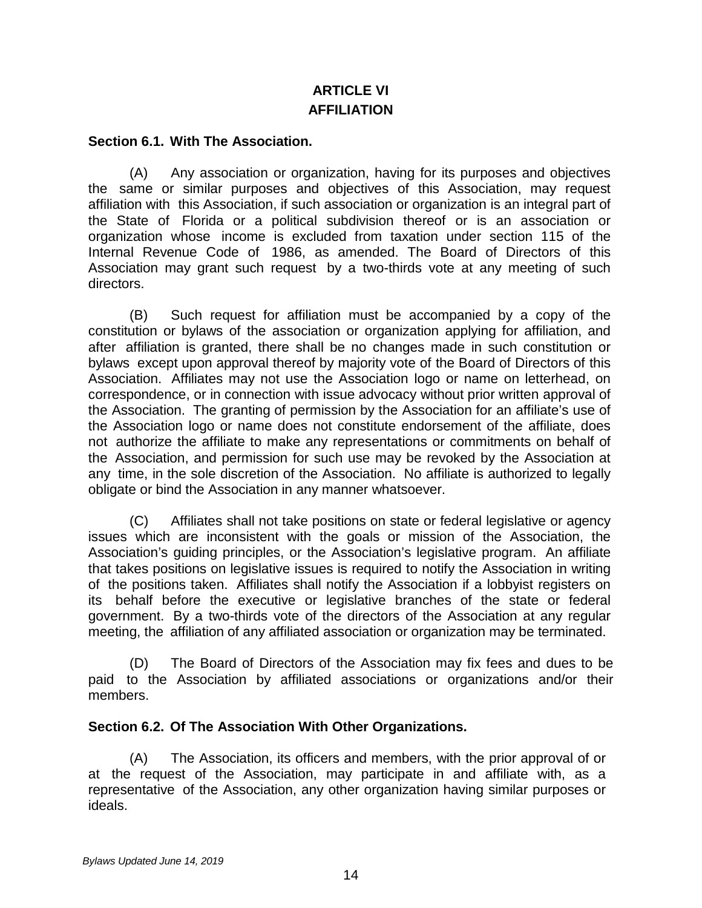# ARTICLE VI

# AFFILIATION

**Section 6.1. With The Association.**

(A) Any association or organization, having for its purposes and objectives the same or similar purposes and objectives of this Association, may request affiliation with this Association, if such association or organization is an integral part of the State of Florida or a political subdivision thereof or is an association or organization whose income is excluded from taxation under section 115 of the Internal Revenue Code of 1986, as amended. The Board of Directors of this Association may grant such request by a two-thirds vote at any meeting of such directors.

(B) Such request for affiliation must be accompanied by a copy of the constitution or bylaws of the association or organization applying for affiliation, and after affiliation is granted, there shall be no changes made in such constitution or bylaws except upon approval thereof by majority vote of the Board of Directors of this Association. Affiliates may not use the Association logo or name on letterhead, on correspondence, or in connection with issue advocacy without prior written approval of the Association. The granting of permission by the Association for an affiliate's use of the Association logo or name does not constitute endorsement of the affiliate, does not authorize the affiliate to make any representations or commitments on behalf of the Association, and permission for such use may be revoked by the Association at any time, in the sole discretion of the Association. No affiliate is authorized to legally obligate or bind the Association in any manner whatsoever.

(C) Affiliates shall not take positions on state or federal legislative or agency issues which are inconsistent with the goals or mission of the Association, the Association's guiding principles, or the Association's legislative program. An affiliate that takes positions on legislative issues is required to notify the Association in writing of the positions taken. Affiliates shall notify the Association if a lobbyist registers on its behalf before the executive or legislative branches of the state or federal government. By a two-thirds vote of the directors of the Association at any regular meeting, the affiliation of any affiliated association or organization may be terminated.

(D) The Board of Directors of the Association may fix fees and dues to be paid to the Association by affiliated associations or organizations and/or their members.

**Section 6.2. Of The Association With Other Organizations.**

(A) The Association, its officers and members, with the prior approval of or at the request of the Association, may participate in and affiliate with, as a representative of the Association, any other organization having similar purposes or ideals.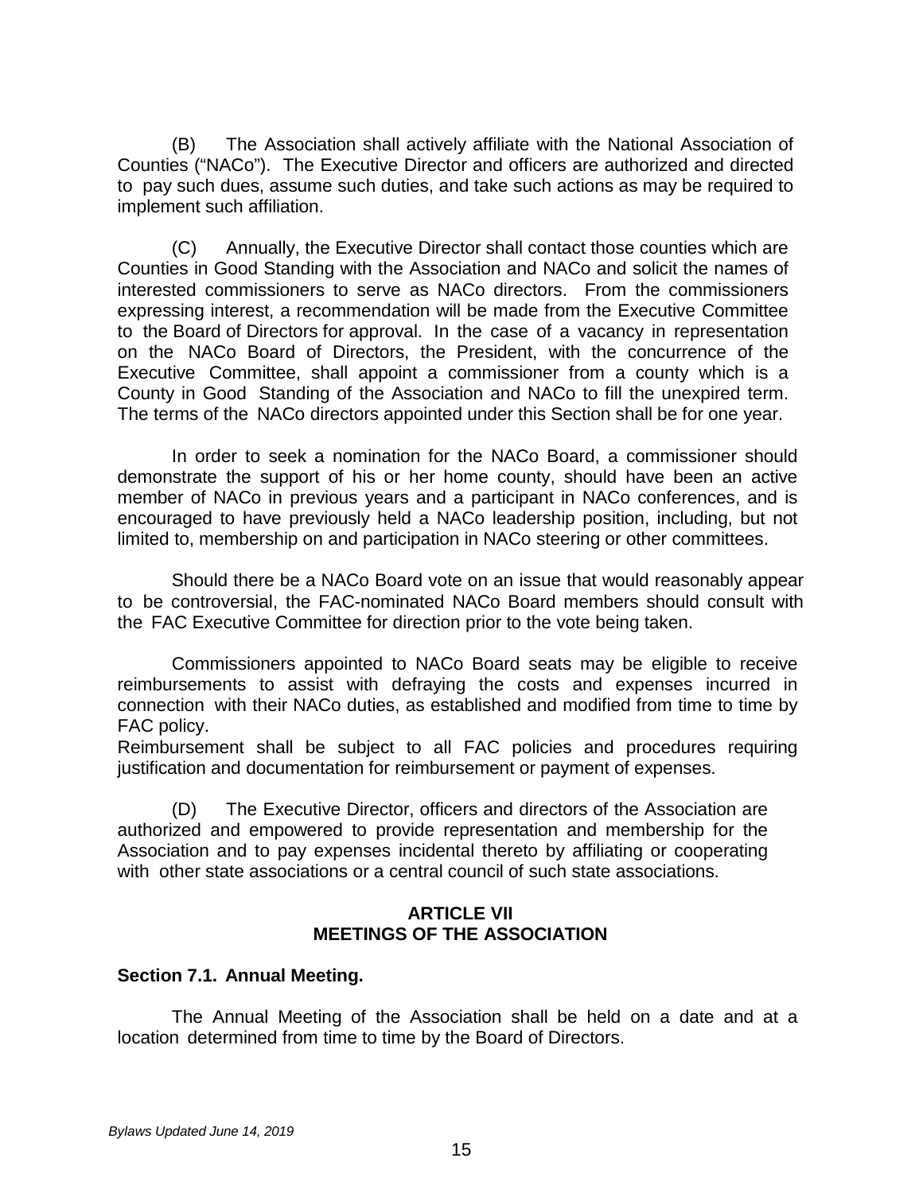(B) The Association shall actively affiliate with the National Association of Counties ("NACo"). The Executive Director and officers are authorized and directed to pay such dues, assume such duties, and take such actions as may be required to implement such affiliation.

(C) Annually, the Executive Director shall contact those counties which are Counties in Good Standing with the Association and NACo and solicit the names of interested commissioners to serve as NACo directors. From the commissioners expressing interest, a recommendation will be made from the Executive Committee to the Board of Directors for approval. In the case of a vacancy in representation on the NACo Board of Directors, the President, with the concurrence of the Executive Committee, shall appoint a commissioner from a county which is a County in Good Standing of the Association and NACo to fill the unexpired term. The terms of the NACo directors appointed under this Section shall be for one year.

In order to seek a nomination for the NACo Board, a commissioner should demonstrate the support of his or her home county, should have been an active member of NACo in previous years and a participant in NACo conferences, and is encouraged to have previously held a NACo leadership position, including, but not limited to, membership on and participation in NACo steering or other committees.

Should there be a NACo Board vote on an issue that would reasonably appear to be controversial, the FAC-nominated NACo Board members should consult with the FAC Executive Committee for direction prior to the vote being taken.

Commissioners appointed to NACo Board seats may be eligible to receive reimbursements to assist with defraying the costs and expenses incurred in connection with their NACo duties, as established and modified from time to time by FAC policy.
Reimbursement shall be subject to all FAC policies and procedures requiring justification and documentation for reimbursement or payment of expenses.

(D) The Executive Director, officers and directors of the Association are authorized and empowered to provide representation and membership for the Association and to pay expenses incidental thereto by affiliating or cooperating with other state associations or a central council of such state associations.

## ARTICLE VII
## MEETINGS OF THE ASSOCIATION

### Section 7.1. Annual Meeting.

The Annual Meeting of the Association shall be held on a date and at a location determined from time to time by the Board of Directors.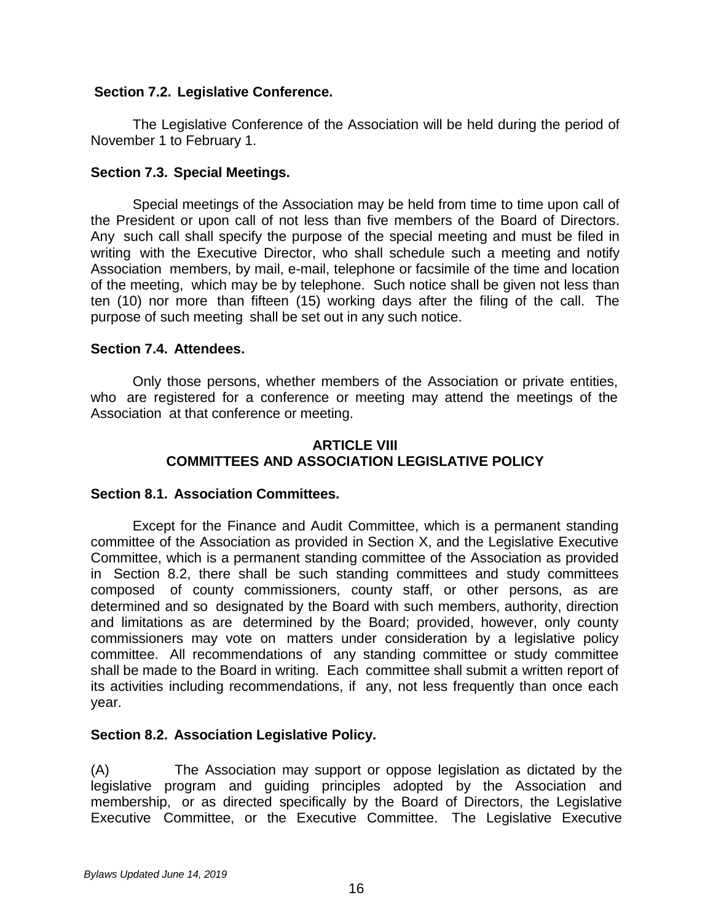**Section 7.2. Legislative Conference.**

The Legislative Conference of the Association will be held during the period of November 1 to February 1.

**Section 7.3. Special Meetings.**

Special meetings of the Association may be held from time to time upon call of the President or upon call of not less than five members of the Board of Directors. Any such call shall specify the purpose of the special meeting and must be filed in writing with the Executive Director, who shall schedule such a meeting and notify Association members, by mail, e-mail, telephone or facsimile of the time and location of the meeting, which may be by telephone. Such notice shall be given not less than ten (10) nor more than fifteen (15) working days after the filing of the call. The purpose of such meeting shall be set out in any such notice.

**Section 7.4. Attendees.**

Only those persons, whether members of the Association or private entities, who are registered for a conference or meeting may attend the meetings of the Association at that conference or meeting.

## ARTICLE VIII
## COMMITTEES AND ASSOCIATION LEGISLATIVE POLICY

**Section 8.1. Association Committees.**

Except for the Finance and Audit Committee, which is a permanent standing committee of the Association as provided in Section X, and the Legislative Executive Committee, which is a permanent standing committee of the Association as provided in Section 8.2, there shall be such standing committees and study committees composed of county commissioners, county staff, or other persons, as are determined and so designated by the Board with such members, authority, direction and limitations as are determined by the Board; provided, however, only county commissioners may vote on matters under consideration by a legislative policy committee. All recommendations of any standing committee or study committee shall be made to the Board in writing. Each committee shall submit a written report of its activities including recommendations, if any, not less frequently than once each year.

**Section 8.2. Association Legislative Policy.**

(A) The Association may support or oppose legislation as dictated by the legislative program and guiding principles adopted by the Association and membership, or as directed specifically by the Board of Directors, the Legislative Executive Committee, or the Executive Committee. The Legislative Executive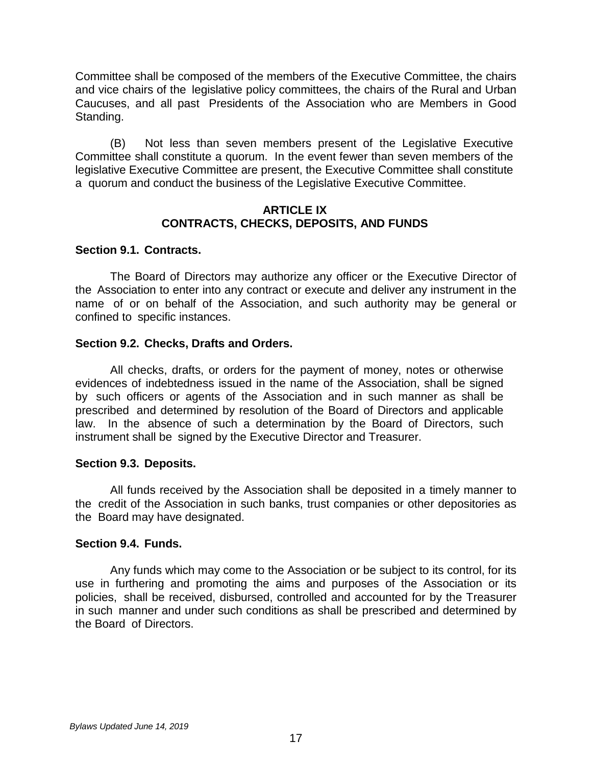Committee shall be composed of the members of the Executive Committee, the chairs and vice chairs of the legislative policy committees, the chairs of the Rural and Urban Caucuses, and all past Presidents of the Association who are Members in Good Standing.

(B) Not less than seven members present of the Legislative Executive Committee shall constitute a quorum. In the event fewer than seven members of the legislative Executive Committee are present, the Executive Committee shall constitute a quorum and conduct the business of the Legislative Executive Committee.

## ARTICLE IX
## CONTRACTS, CHECKS, DEPOSITS, AND FUNDS

### Section 9.1. Contracts.

The Board of Directors may authorize any officer or the Executive Director of the Association to enter into any contract or execute and deliver any instrument in the name of or on behalf of the Association, and such authority may be general or confined to specific instances.

### Section 9.2. Checks, Drafts and Orders.

All checks, drafts, or orders for the payment of money, notes or otherwise evidences of indebtedness issued in the name of the Association, shall be signed by such officers or agents of the Association and in such manner as shall be prescribed and determined by resolution of the Board of Directors and applicable law. In the absence of such a determination by the Board of Directors, such instrument shall be signed by the Executive Director and Treasurer.

### Section 9.3. Deposits.

All funds received by the Association shall be deposited in a timely manner to the credit of the Association in such banks, trust companies or other depositories as the Board may have designated.

### Section 9.4. Funds.

Any funds which may come to the Association or be subject to its control, for its use in furthering and promoting the aims and purposes of the Association or its policies, shall be received, disbursed, controlled and accounted for by the Treasurer in such manner and under such conditions as shall be prescribed and determined by the Board of Directors.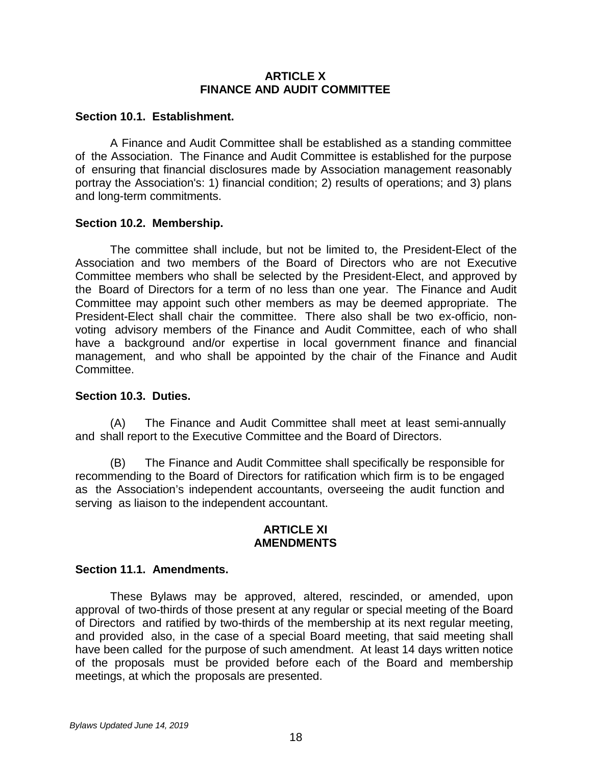## ARTICLE X
## FINANCE AND AUDIT COMMITTEE

**Section 10.1. Establishment.**

A Finance and Audit Committee shall be established as a standing committee of the Association. The Finance and Audit Committee is established for the purpose of ensuring that financial disclosures made by Association management reasonably portray the Association's: 1) financial condition; 2) results of operations; and 3) plans and long-term commitments.

**Section 10.2. Membership.**

The committee shall include, but not be limited to, the President-Elect of the Association and two members of the Board of Directors who are not Executive Committee members who shall be selected by the President-Elect, and approved by the Board of Directors for a term of no less than one year. The Finance and Audit Committee may appoint such other members as may be deemed appropriate. The President-Elect shall chair the committee. There also shall be two ex-officio, non-voting advisory members of the Finance and Audit Committee, each of who shall have a background and/or expertise in local government finance and financial management, and who shall be appointed by the chair of the Finance and Audit Committee.

**Section 10.3. Duties.**

(A) The Finance and Audit Committee shall meet at least semi-annually and shall report to the Executive Committee and the Board of Directors.

(B) The Finance and Audit Committee shall specifically be responsible for recommending to the Board of Directors for ratification which firm is to be engaged as the Association's independent accountants, overseeing the audit function and serving as liaison to the independent accountant.

## ARTICLE XI
## AMENDMENTS

**Section 11.1. Amendments.**

These Bylaws may be approved, altered, rescinded, or amended, upon approval of two-thirds of those present at any regular or special meeting of the Board of Directors and ratified by two-thirds of the membership at its next regular meeting, and provided also, in the case of a special Board meeting, that said meeting shall have been called for the purpose of such amendment. At least 14 days written notice of the proposals must be provided before each of the Board and membership meetings, at which the proposals are presented.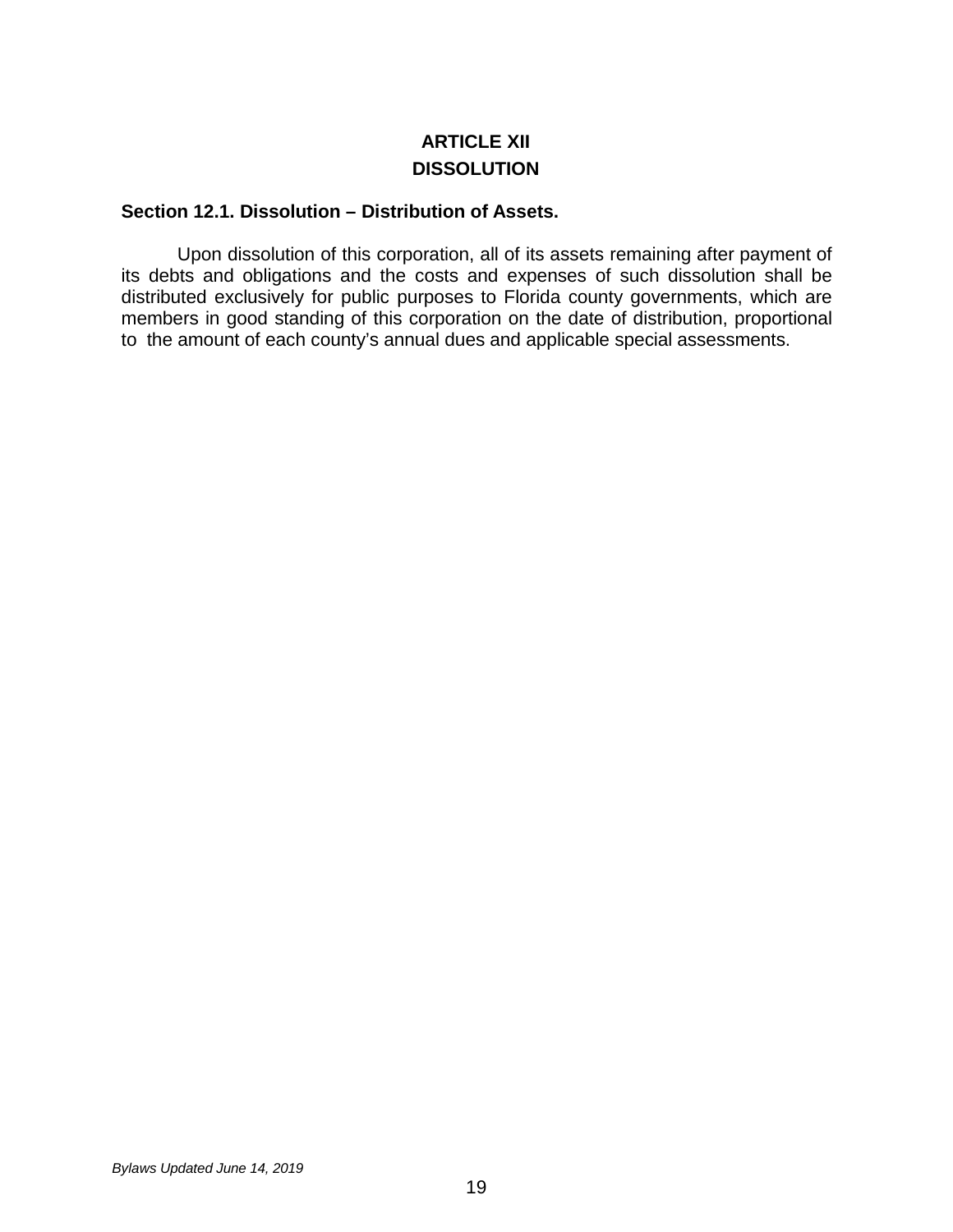## ARTICLE XII
## DISSOLUTION

**Section 12.1. Dissolution – Distribution of Assets.**

Upon dissolution of this corporation, all of its assets remaining after payment of its debts and obligations and the costs and expenses of such dissolution shall be distributed exclusively for public purposes to Florida county governments, which are members in good standing of this corporation on the date of distribution, proportional to the amount of each county's annual dues and applicable special assessments.